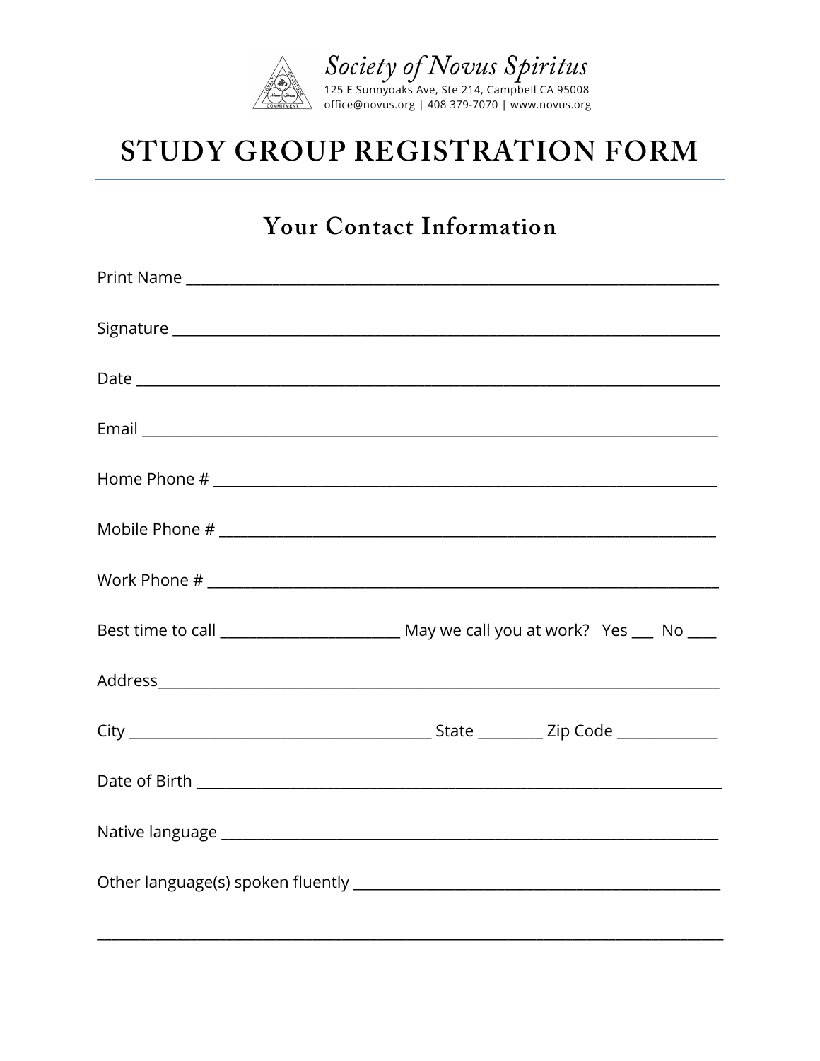*Society of Novus Spiritus*

125 E Sunnyoaks Ave, Ste 214, Campbell CA 95008
office@novus.org | 408 379-7070 | www.novus.org

# STUDY GROUP REGISTRATION FORM

## Your Contact Information

Print Name ______________________________________________________________________

Signature ______________________________________________________________________

Date ___________________________________________________________________________

Email __________________________________________________________________________

Home Phone # ___________________________________________________________________

Mobile Phone # __________________________________________________________________

Work Phone # ____________________________________________________________________

Best time to call ______________________ May we call you at work? Yes ___ No ____

Address_________________________________________________________________________

City _____________________________________ State ________ Zip Code _____________

Date of Birth ___________________________________________________________________

Native language _________________________________________________________________

Other language(s) spoken fluently ___________________________________________

_______________________________________________________________________________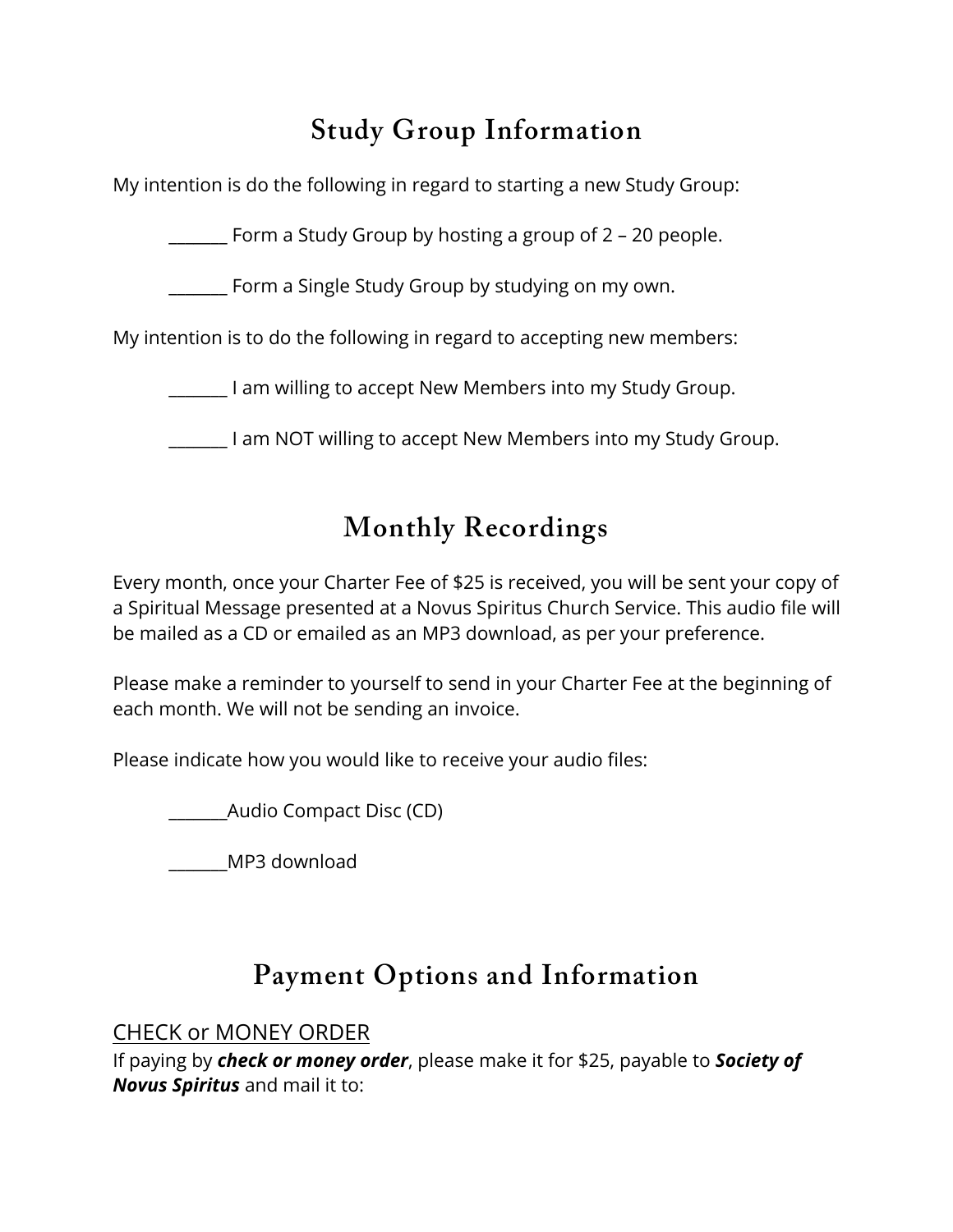## Study Group Information

My intention is do the following in regard to starting a new Study Group:

_______ Form a Study Group by hosting a group of 2 – 20 people.

_______ Form a Single Study Group by studying on my own.

My intention is to do the following in regard to accepting new members:

_______ I am willing to accept New Members into my Study Group.

_______ I am NOT willing to accept New Members into my Study Group.

## Monthly Recordings

Every month, once your Charter Fee of $25 is received, you will be sent your copy of a Spiritual Message presented at a Novus Spiritus Church Service. This audio file will be mailed as a CD or emailed as an MP3 download, as per your preference.

Please make a reminder to yourself to send in your Charter Fee at the beginning of each month. We will not be sending an invoice.

Please indicate how you would like to receive your audio files:

_______Audio Compact Disc (CD)

_______MP3 download

## Payment Options and Information

<u>CHECK or MONEY ORDER</u>

If paying by ***check or money order***, please make it for $25, payable to ***Society of Novus Spiritus*** and mail it to: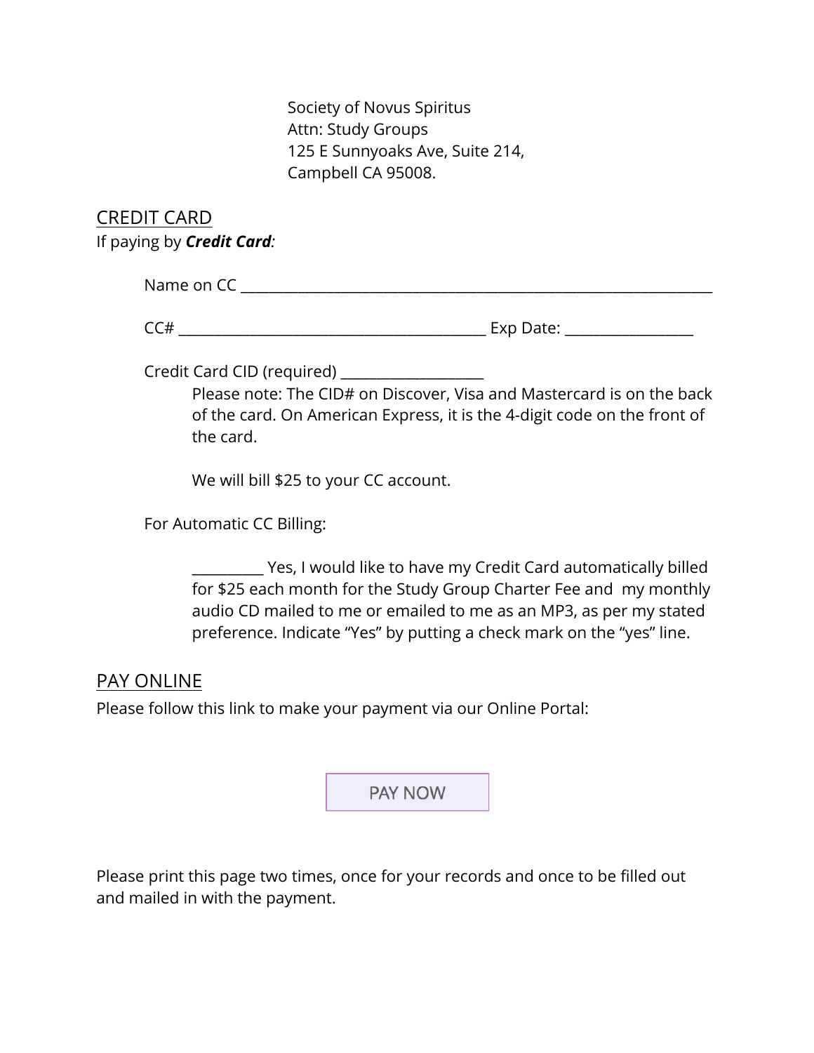Society of Novus Spiritus  
Attn: Study Groups  
125 E Sunnyoaks Ave, Suite 214,  
Campbell CA 95008.

## CREDIT CARD

If paying by ***Credit Card****:*

Name on CC ____________________________________________________________

CC# ________________________________________ Exp Date: ________________

Credit Card CID (required) __________________

Please note: The CID# on Discover, Visa and Mastercard is on the back of the card. On American Express, it is the 4-digit code on the front of the card.

We will bill $25 to your CC account.

For Automatic CC Billing:

_________ Yes, I would like to have my Credit Card automatically billed for $25 each month for the Study Group Charter Fee and my monthly audio CD mailed to me or emailed to me as an MP3, as per my stated preference. Indicate “Yes” by putting a check mark on the “yes” line.

## PAY ONLINE

Please follow this link to make your payment via our Online Portal:

PAY NOW

Please print this page two times, once for your records and once to be filled out and mailed in with the payment.